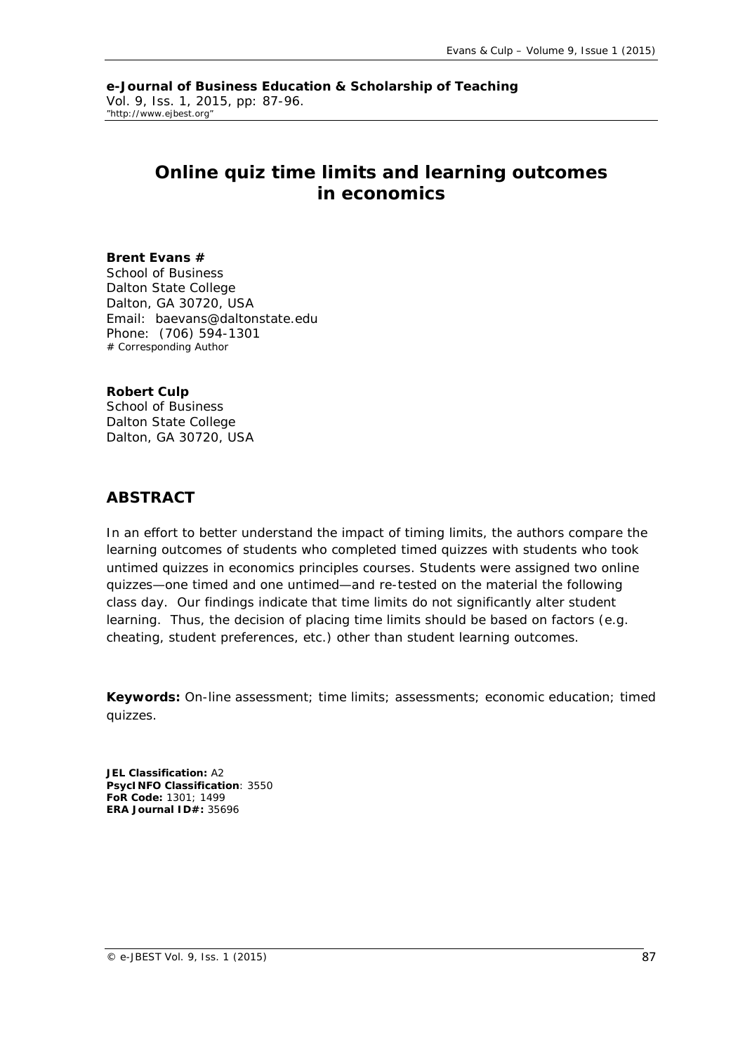**e-Journal of Business Education & Scholarship of Teaching**
Vol. 9, Iss. 1, 2015, pp: 87-96.
"http://www.ejbest.org"

# Online quiz time limits and learning outcomes in economics

**Brent Evans #**
School of Business
Dalton State College
Dalton, GA 30720, USA
Email: baevans@daltonstate.edu
Phone: (706) 594-1301
# Corresponding Author

**Robert Culp**
School of Business
Dalton State College
Dalton, GA 30720, USA

## ABSTRACT

In an effort to better understand the impact of timing limits, the authors compare the learning outcomes of students who completed timed quizzes with students who took untimed quizzes in economics principles courses. Students were assigned two online quizzes—one timed and one untimed—and re-tested on the material the following class day. Our findings indicate that time limits do not significantly alter student learning. Thus, the decision of placing time limits should be based on factors (e.g. cheating, student preferences, etc.) other than student learning outcomes.

**Keywords:** On-line assessment; time limits; assessments; economic education; timed quizzes.

**JEL Classification:** A2
**PsycINFO Classification**: 3550
**FoR Code:** 1301; 1499
**ERA Journal ID#:** 35696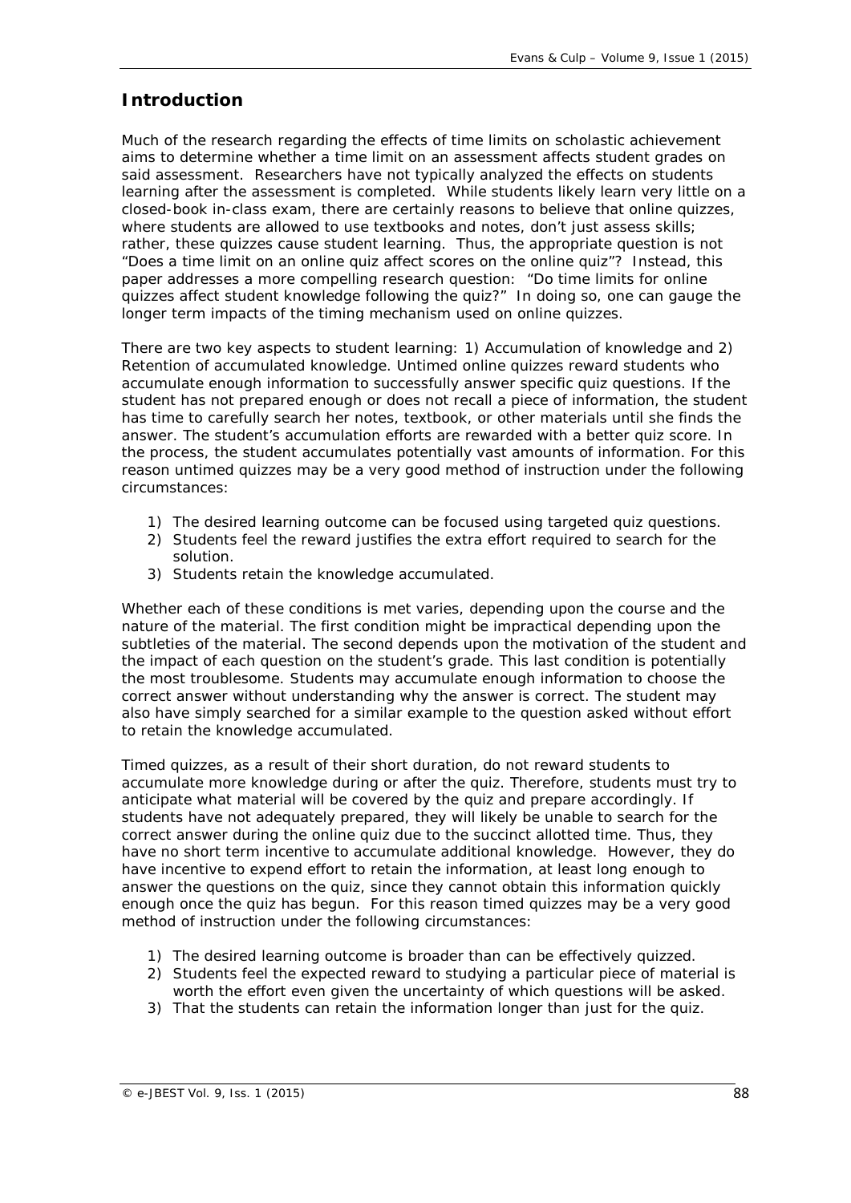## Introduction

Much of the research regarding the effects of time limits on scholastic achievement aims to determine whether a time limit on an assessment affects student grades on said assessment. Researchers have not typically analyzed the effects on students learning after the assessment is completed. While students likely learn very little on a closed-book in-class exam, there are certainly reasons to believe that online quizzes, where students are allowed to use textbooks and notes, don't just assess skills; rather, these quizzes cause student learning. Thus, the appropriate question is not "Does a time limit on an online quiz affect scores on the online quiz"? Instead, this paper addresses a more compelling research question: "Do time limits for online quizzes affect student knowledge following the quiz?" In doing so, one can gauge the longer term impacts of the timing mechanism used on online quizzes.

There are two key aspects to student learning: 1) Accumulation of knowledge and 2) Retention of accumulated knowledge. Untimed online quizzes reward students who accumulate enough information to successfully answer specific quiz questions. If the student has not prepared enough or does not recall a piece of information, the student has time to carefully search her notes, textbook, or other materials until she finds the answer. The student's accumulation efforts are rewarded with a better quiz score. In the process, the student accumulates potentially vast amounts of information. For this reason untimed quizzes may be a very good method of instruction under the following circumstances:

1) The desired learning outcome can be focused using targeted quiz questions.
2) Students feel the reward justifies the extra effort required to search for the solution.
3) Students retain the knowledge accumulated.

Whether each of these conditions is met varies, depending upon the course and the nature of the material. The first condition might be impractical depending upon the subtleties of the material. The second depends upon the motivation of the student and the impact of each question on the student's grade. This last condition is potentially the most troublesome. Students may accumulate enough information to choose the correct answer without understanding why the answer is correct. The student may also have simply searched for a similar example to the question asked without effort to retain the knowledge accumulated.

Timed quizzes, as a result of their short duration, do not reward students to accumulate more knowledge during or after the quiz. Therefore, students must try to anticipate what material will be covered by the quiz and prepare accordingly. If students have not adequately prepared, they will likely be unable to search for the correct answer during the online quiz due to the succinct allotted time. Thus, they have no short term incentive to accumulate additional knowledge. However, they do have incentive to expend effort to retain the information, at least long enough to answer the questions on the quiz, since they cannot obtain this information quickly enough once the quiz has begun. For this reason timed quizzes may be a very good method of instruction under the following circumstances:

1) The desired learning outcome is broader than can be effectively quizzed.
2) Students feel the expected reward to studying a particular piece of material is worth the effort even given the uncertainty of which questions will be asked.
3) That the students can retain the information longer than just for the quiz.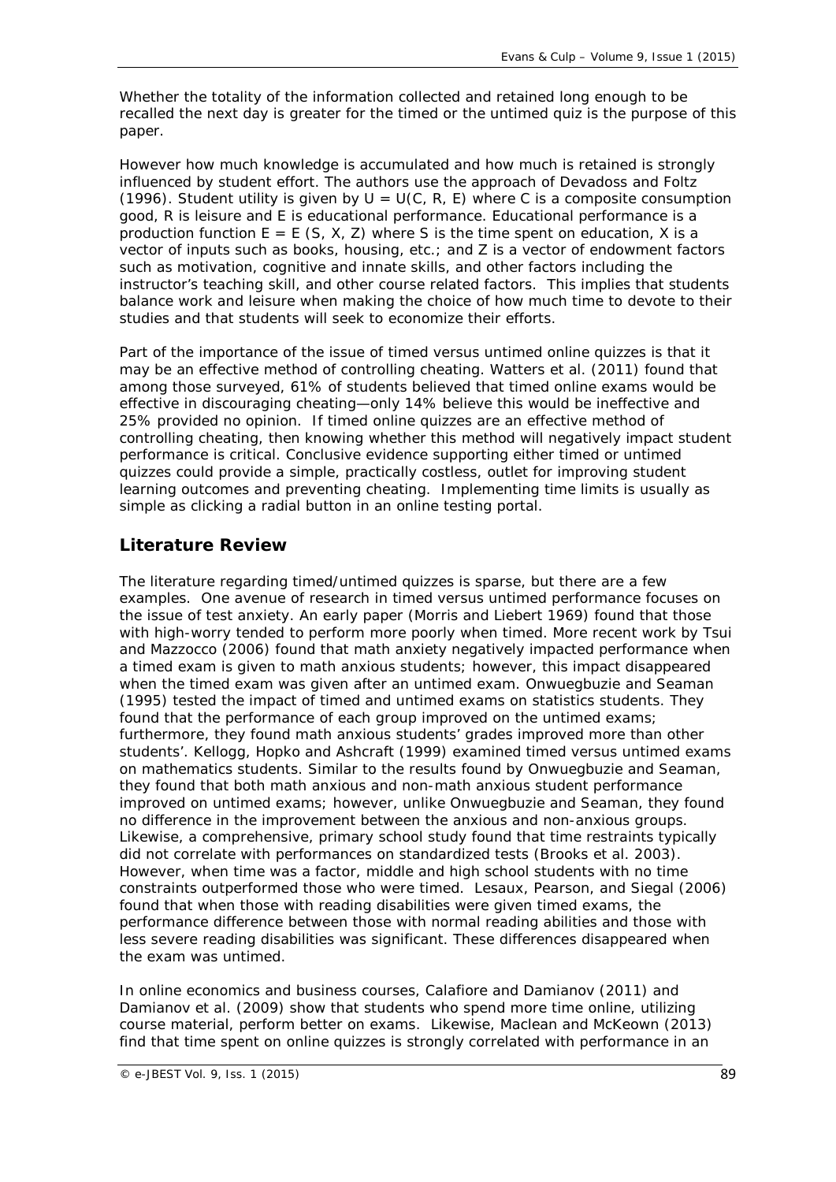Whether the totality of the information collected and retained long enough to be recalled the next day is greater for the timed or the untimed quiz is the purpose of this paper.

However how much knowledge is accumulated and how much is retained is strongly influenced by student effort. The authors use the approach of Devadoss and Foltz (1996). Student utility is given by $U = U(C, R, E)$ where C is a composite consumption good, R is leisure and E is educational performance. Educational performance is a production function $E = E(S, X, Z)$ where S is the time spent on education, X is a vector of inputs such as books, housing, etc.; and Z is a vector of endowment factors such as motivation, cognitive and innate skills, and other factors including the instructor's teaching skill, and other course related factors. This implies that students balance work and leisure when making the choice of how much time to devote to their studies and that students will seek to economize their efforts.

Part of the importance of the issue of timed versus untimed online quizzes is that it may be an effective method of controlling cheating. Watters et al. (2011) found that among those surveyed, 61% of students believed that timed online exams would be effective in discouraging cheating—only 14% believe this would be ineffective and 25% provided no opinion. If timed online quizzes are an effective method of controlling cheating, then knowing whether this method will negatively impact student performance is critical. Conclusive evidence supporting either timed or untimed quizzes could provide a simple, practically costless, outlet for improving student learning outcomes and preventing cheating. Implementing time limits is usually as simple as clicking a radial button in an online testing portal.

## Literature Review

The literature regarding timed/untimed quizzes is sparse, but there are a few examples. One avenue of research in timed versus untimed performance focuses on the issue of test anxiety. An early paper (Morris and Liebert 1969) found that those with high-worry tended to perform more poorly when timed. More recent work by Tsui and Mazzocco (2006) found that math anxiety negatively impacted performance when a timed exam is given to math anxious students; however, this impact disappeared when the timed exam was given after an untimed exam. Onwuegbuzie and Seaman (1995) tested the impact of timed and untimed exams on statistics students. They found that the performance of each group improved on the untimed exams; furthermore, they found math anxious students' grades improved more than other students'. Kellogg, Hopko and Ashcraft (1999) examined timed versus untimed exams on mathematics students. Similar to the results found by Onwuegbuzie and Seaman, they found that both math anxious and non-math anxious student performance improved on untimed exams; however, unlike Onwuegbuzie and Seaman, they found no difference in the improvement between the anxious and non-anxious groups. Likewise, a comprehensive, primary school study found that time restraints typically did not correlate with performances on standardized tests (Brooks et al. 2003). However, when time was a factor, middle and high school students with no time constraints outperformed those who were timed. Lesaux, Pearson, and Siegal (2006) found that when those with reading disabilities were given timed exams, the performance difference between those with normal reading abilities and those with less severe reading disabilities was significant. These differences disappeared when the exam was untimed.

In online economics and business courses, Calafiore and Damianov (2011) and Damianov et al. (2009) show that students who spend more time online, utilizing course material, perform better on exams. Likewise, Maclean and McKeown (2013) find that time spent on online quizzes is strongly correlated with performance in an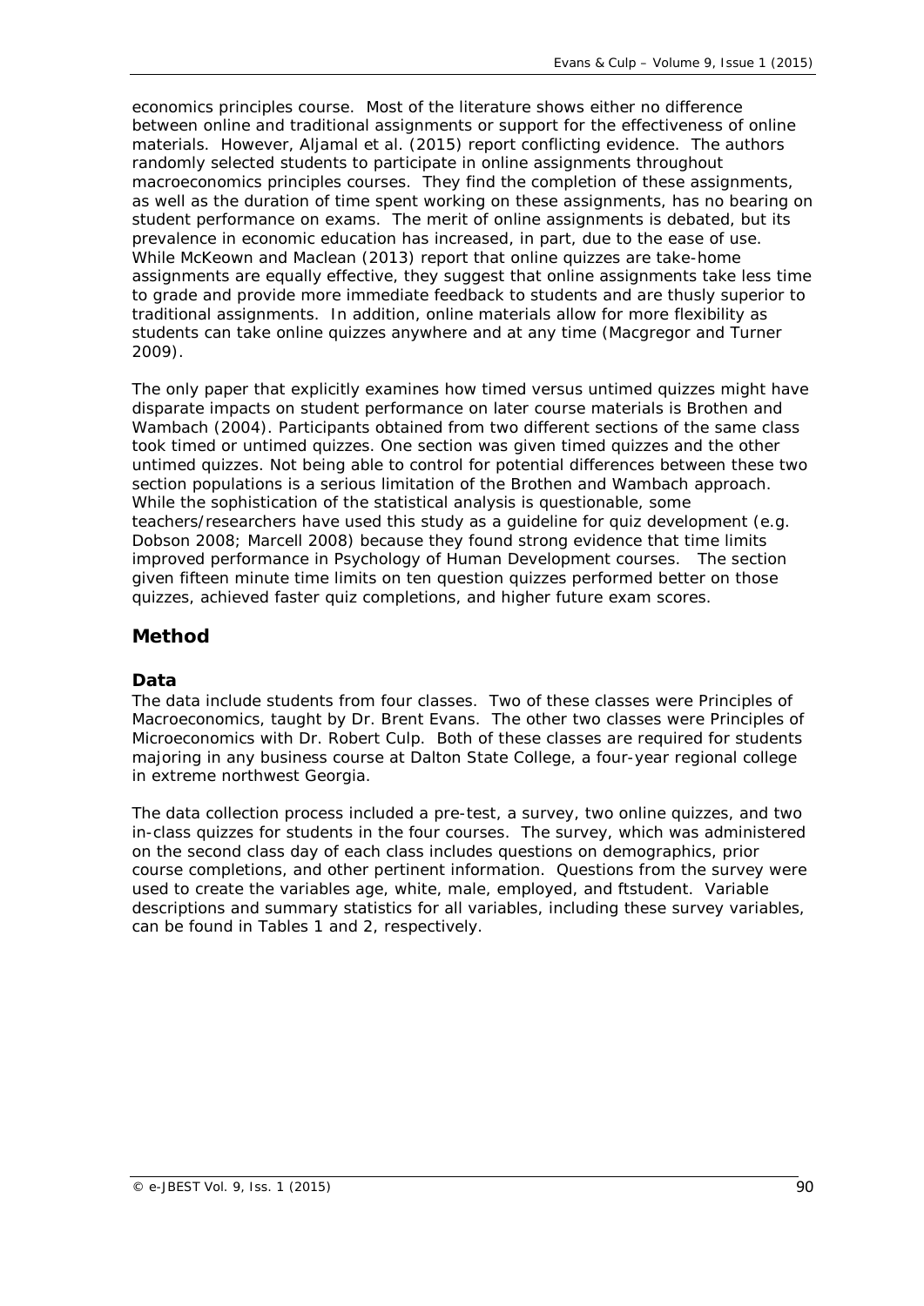economics principles course. Most of the literature shows either no difference between online and traditional assignments or support for the effectiveness of online materials. However, Aljamal et al. (2015) report conflicting evidence. The authors randomly selected students to participate in online assignments throughout macroeconomics principles courses. They find the completion of these assignments, as well as the duration of time spent working on these assignments, has no bearing on student performance on exams. The merit of online assignments is debated, but its prevalence in economic education has increased, in part, due to the ease of use. While McKeown and Maclean (2013) report that online quizzes are take-home assignments are equally effective, they suggest that online assignments take less time to grade and provide more immediate feedback to students and are thusly superior to traditional assignments. In addition, online materials allow for more flexibility as students can take online quizzes anywhere and at any time (Macgregor and Turner 2009).

The only paper that explicitly examines how timed versus untimed quizzes might have disparate impacts on student performance on later course materials is Brothen and Wambach (2004). Participants obtained from two different sections of the same class took timed or untimed quizzes. One section was given timed quizzes and the other untimed quizzes. Not being able to control for potential differences between these two section populations is a serious limitation of the Brothen and Wambach approach. While the sophistication of the statistical analysis is questionable, some teachers/researchers have used this study as a guideline for quiz development (e.g. Dobson 2008; Marcell 2008) because they found strong evidence that time limits improved performance in Psychology of Human Development courses. The section given fifteen minute time limits on ten question quizzes performed better on those quizzes, achieved faster quiz completions, and higher future exam scores.

## Method

### Data

The data include students from four classes. Two of these classes were Principles of Macroeconomics, taught by Dr. Brent Evans. The other two classes were Principles of Microeconomics with Dr. Robert Culp. Both of these classes are required for students majoring in any business course at Dalton State College, a four-year regional college in extreme northwest Georgia.

The data collection process included a pre-test, a survey, two online quizzes, and two in-class quizzes for students in the four courses. The survey, which was administered on the second class day of each class includes questions on demographics, prior course completions, and other pertinent information. Questions from the survey were used to create the variables age, white, male, employed, and ftstudent. Variable descriptions and summary statistics for all variables, including these survey variables, can be found in Tables 1 and 2, respectively.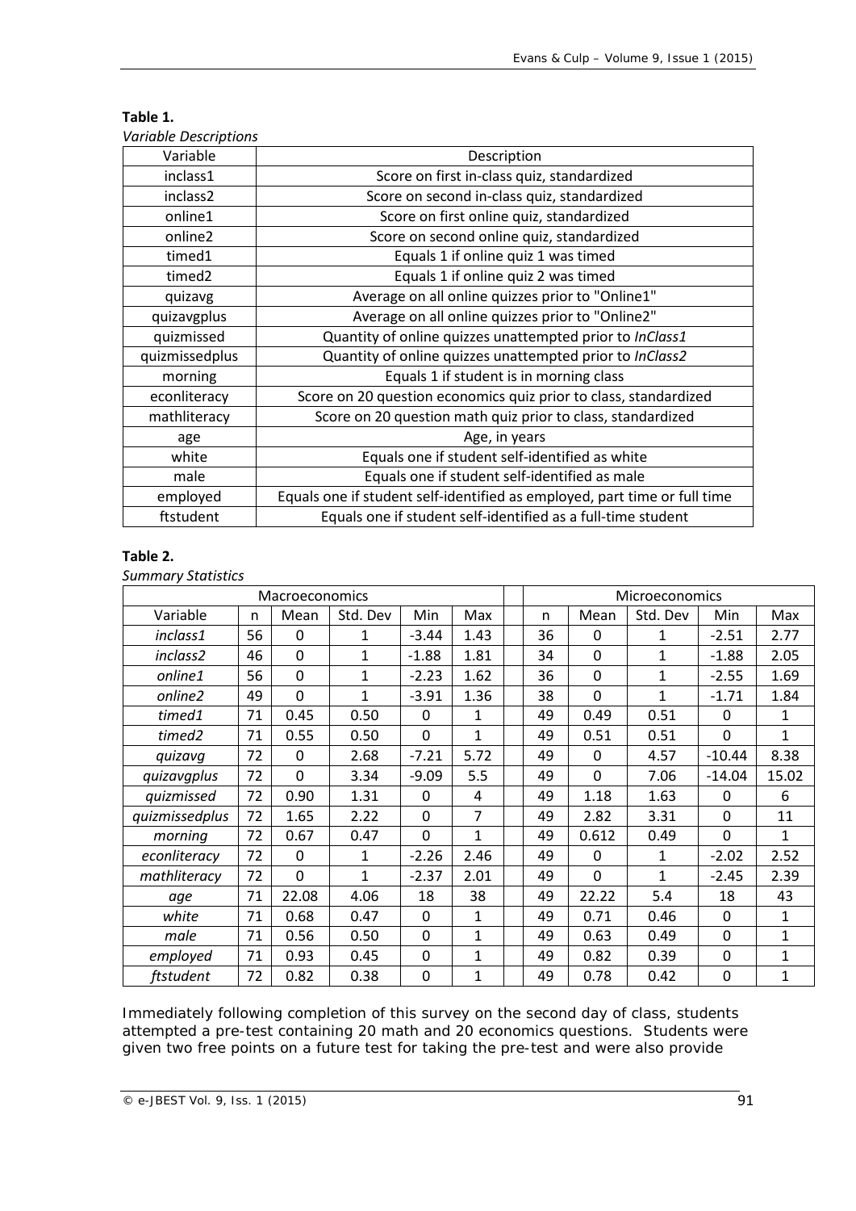**Table 1.**

*Variable Descriptions*

| Variable | Description |
|---|---|
| inclass1 | Score on first in-class quiz, standardized |
| inclass2 | Score on second in-class quiz, standardized |
| online1 | Score on first online quiz, standardized |
| online2 | Score on second online quiz, standardized |
| timed1 | Equals 1 if online quiz 1 was timed |
| timed2 | Equals 1 if online quiz 2 was timed |
| quizavg | Average on all online quizzes prior to "Online1" |
| quizavgplus | Average on all online quizzes prior to "Online2" |
| quizmissed | Quantity of online quizzes unattempted prior to *InClass1* |
| quizmissedplus | Quantity of online quizzes unattempted prior to *InClass2* |
| morning | Equals 1 if student is in morning class |
| econliteracy | Score on 20 question economics quiz prior to class, standardized |
| mathliteracy | Score on 20 question math quiz prior to class, standardized |
| age | Age, in years |
| white | Equals one if student self-identified as white |
| male | Equals one if student self-identified as male |
| employed | Equals one if student self-identified as employed, part time or full time |
| ftstudent | Equals one if student self-identified as a full-time student |

**Table 2.**

*Summary Statistics*

| | Macroeconomics | | | | | | Microeconomics | | | | |
|---|---|---|---|---|---|---|---|---|---|---|---|
| Variable | n | Mean | Std. Dev | Min | Max | | n | Mean | Std. Dev | Min | Max |
| *inclass1* | 56 | 0 | 1 | -3.44 | 1.43 | | 36 | 0 | 1 | -2.51 | 2.77 |
| *inclass2* | 46 | 0 | 1 | -1.88 | 1.81 | | 34 | 0 | 1 | -1.88 | 2.05 |
| *online1* | 56 | 0 | 1 | -2.23 | 1.62 | | 36 | 0 | 1 | -2.55 | 1.69 |
| *online2* | 49 | 0 | 1 | -3.91 | 1.36 | | 38 | 0 | 1 | -1.71 | 1.84 |
| *timed1* | 71 | 0.45 | 0.50 | 0 | 1 | | 49 | 0.49 | 0.51 | 0 | 1 |
| *timed2* | 71 | 0.55 | 0.50 | 0 | 1 | | 49 | 0.51 | 0.51 | 0 | 1 |
| *quizavg* | 72 | 0 | 2.68 | -7.21 | 5.72 | | 49 | 0 | 4.57 | -10.44 | 8.38 |
| *quizavgplus* | 72 | 0 | 3.34 | -9.09 | 5.5 | | 49 | 0 | 7.06 | -14.04 | 15.02 |
| *quizmissed* | 72 | 0.90 | 1.31 | 0 | 4 | | 49 | 1.18 | 1.63 | 0 | 6 |
| *quizmissedplus* | 72 | 1.65 | 2.22 | 0 | 7 | | 49 | 2.82 | 3.31 | 0 | 11 |
| *morning* | 72 | 0.67 | 0.47 | 0 | 1 | | 49 | 0.612 | 0.49 | 0 | 1 |
| *econliteracy* | 72 | 0 | 1 | -2.26 | 2.46 | | 49 | 0 | 1 | -2.02 | 2.52 |
| *mathliteracy* | 72 | 0 | 1 | -2.37 | 2.01 | | 49 | 0 | 1 | -2.45 | 2.39 |
| *age* | 71 | 22.08 | 4.06 | 18 | 38 | | 49 | 22.22 | 5.4 | 18 | 43 |
| *white* | 71 | 0.68 | 0.47 | 0 | 1 | | 49 | 0.71 | 0.46 | 0 | 1 |
| *male* | 71 | 0.56 | 0.50 | 0 | 1 | | 49 | 0.63 | 0.49 | 0 | 1 |
| *employed* | 71 | 0.93 | 0.45 | 0 | 1 | | 49 | 0.82 | 0.39 | 0 | 1 |
| *ftstudent* | 72 | 0.82 | 0.38 | 0 | 1 | | 49 | 0.78 | 0.42 | 0 | 1 |

Immediately following completion of this survey on the second day of class, students attempted a pre-test containing 20 math and 20 economics questions. Students were given two free points on a future test for taking the pre-test and were also provide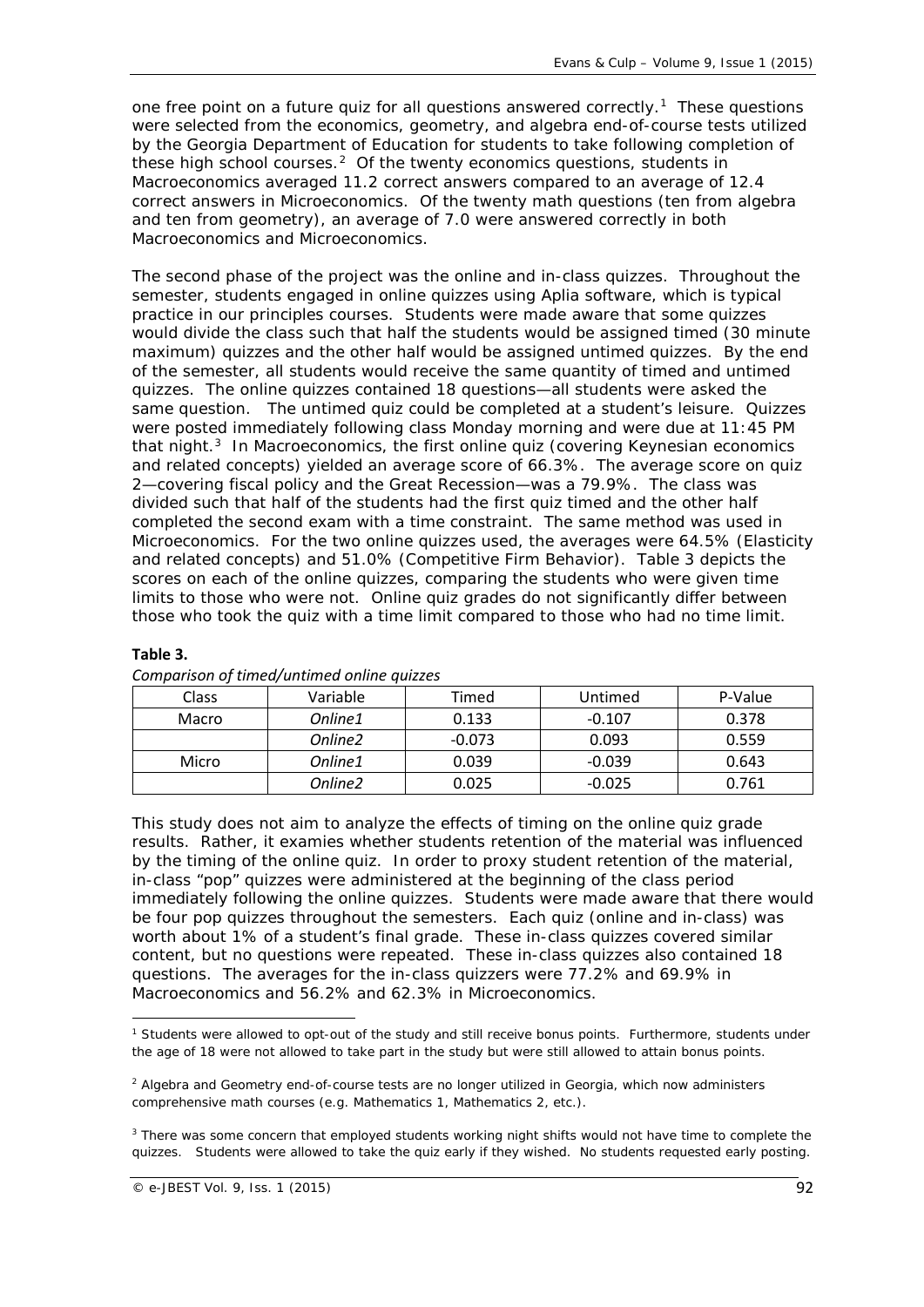one free point on a future quiz for all questions answered correctly.[1] These questions were selected from the economics, geometry, and algebra end-of-course tests utilized by the Georgia Department of Education for students to take following completion of these high school courses.[2] Of the twenty economics questions, students in Macroeconomics averaged 11.2 correct answers compared to an average of 12.4 correct answers in Microeconomics. Of the twenty math questions (ten from algebra and ten from geometry), an average of 7.0 were answered correctly in both Macroeconomics and Microeconomics.

The second phase of the project was the online and in-class quizzes. Throughout the semester, students engaged in online quizzes using Aplia software, which is typical practice in our principles courses. Students were made aware that some quizzes would divide the class such that half the students would be assigned timed (30 minute maximum) quizzes and the other half would be assigned untimed quizzes. By the end of the semester, all students would receive the same quantity of timed and untimed quizzes. The online quizzes contained 18 questions—all students were asked the same question. The untimed quiz could be completed at a student's leisure. Quizzes were posted immediately following class Monday morning and were due at 11:45 PM that night.[3] In Macroeconomics, the first online quiz (covering Keynesian economics and related concepts) yielded an average score of 66.3%. The average score on quiz 2—covering fiscal policy and the Great Recession—was a 79.9%. The class was divided such that half of the students had the first quiz timed and the other half completed the second exam with a time constraint. The same method was used in Microeconomics. For the two online quizzes used, the averages were 64.5% (Elasticity and related concepts) and 51.0% (Competitive Firm Behavior). Table 3 depicts the scores on each of the online quizzes, comparing the students who were given time limits to those who were not. Online quiz grades do not significantly differ between those who took the quiz with a time limit compared to those who had no time limit.

**Table 3.**

*Comparison of timed/untimed online quizzes*

| Class | Variable | Timed | Untimed | P-Value |
|---|---|---|---|---|
| Macro | *Online1* | 0.133 | -0.107 | 0.378 |
| | *Online2* | -0.073 | 0.093 | 0.559 |
| Micro | *Online1* | 0.039 | -0.039 | 0.643 |
| | *Online2* | 0.025 | -0.025 | 0.761 |

This study does not aim to analyze the effects of timing on the online quiz grade results. Rather, it examies whether students retention of the material was influenced by the timing of the online quiz. In order to proxy student retention of the material, in-class "pop" quizzes were administered at the beginning of the class period immediately following the online quizzes. Students were made aware that there would be four pop quizzes throughout the semesters. Each quiz (online and in-class) was worth about 1% of a student's final grade. These in-class quizzes covered similar content, but no questions were repeated. These in-class quizzes also contained 18 questions. The averages for the in-class quizzers were 77.2% and 69.9% in Macroeconomics and 56.2% and 62.3% in Microeconomics.

[1] Students were allowed to opt-out of the study and still receive bonus points. Furthermore, students under the age of 18 were not allowed to take part in the study but were still allowed to attain bonus points.

[2] Algebra and Geometry end-of-course tests are no longer utilized in Georgia, which now administers comprehensive math courses (e.g. Mathematics 1, Mathematics 2, etc.).

[3] There was some concern that employed students working night shifts would not have time to complete the quizzes. Students were allowed to take the quiz early if they wished. No students requested early posting.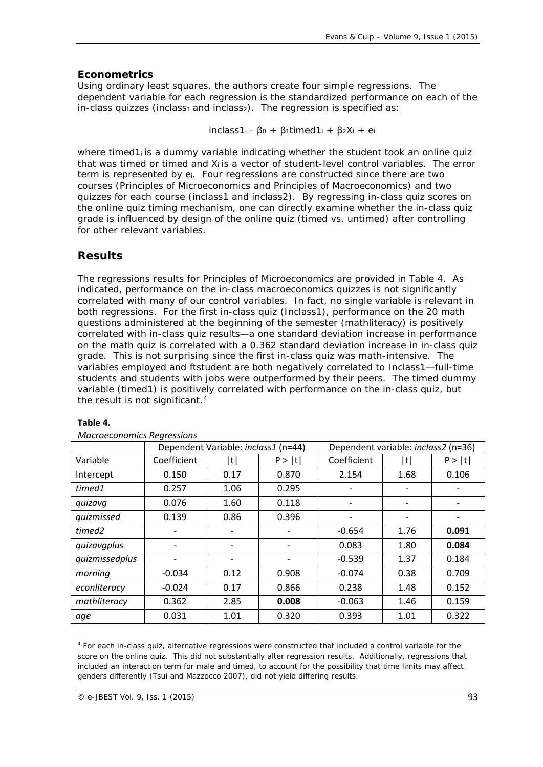### Econometrics

Using ordinary least squares, the authors create four simple regressions. The dependent variable for each regression is the standardized performance on each of the in-class quizzes ($inclass_1$ and $inclass_2$). The regression is specified as:

$$inclass1_i = \beta_0 + \beta_1 timed1_i + \beta_2 X_i + e_i$$

where $timed1_i$ is a dummy variable indicating whether the student took an online quiz that was timed or timed and $X_i$ is a vector of student-level control variables. The error term is represented by $e_i$. Four regressions are constructed since there are two courses (Principles of Microeconomics and Principles of Macroeconomics) and two quizzes for each course (inclass1 and inclass2). By regressing in-class quiz scores on the online quiz timing mechanism, one can directly examine whether the in-class quiz grade is influenced by design of the online quiz (timed vs. untimed) after controlling for other relevant variables.

## Results

The regressions results for Principles of Microeconomics are provided in Table 4. As indicated, performance on the in-class macroeconomics quizzes is not significantly correlated with many of our control variables. In fact, no single variable is relevant in both regressions. For the first in-class quiz (Inclass1), performance on the 20 math questions administered at the beginning of the semester (mathliteracy) is positively correlated with in-class quiz results—a one standard deviation increase in performance on the math quiz is correlated with a 0.362 standard deviation increase in in-class quiz grade. This is not surprising since the first in-class quiz was math-intensive. The variables employed and ftstudent are both negatively correlated to Inclass1—full-time students and students with jobs were outperformed by their peers. The timed dummy variable (timed1) is positively correlated with performance on the in-class quiz, but the result is not significant.[4]

**Table 4.**

*Macroeconomics Regressions*

| | Dependent Variable: *inclass1* (n=44) | | | Dependent variable: *inclass2* (n=36) | | |
|---|---|---|---|---|---|---|
| Variable | Coefficient | \|t\| | P > \|t\| | Coefficient | \|t\| | P > \|t\| |
| Intercept | 0.150 | 0.17 | 0.870 | 2.154 | 1.68 | 0.106 |
| *timed1* | 0.257 | 1.06 | 0.295 | - | - | - |
| *quizavg* | 0.076 | 1.60 | 0.118 | - | - | - |
| *quizmissed* | 0.139 | 0.86 | 0.396 | - | - | - |
| *timed2* | - | - | - | -0.654 | 1.76 | **0.091** |
| *quizavgplus* | - | - | - | 0.083 | 1.80 | **0.084** |
| *quizmissedplus* | - | - | - | -0.539 | 1.37 | 0.184 |
| *morning* | -0.034 | 0.12 | 0.908 | -0.074 | 0.38 | 0.709 |
| *econliteracy* | -0.024 | 0.17 | 0.866 | 0.238 | 1.48 | 0.152 |
| *mathliteracy* | 0.362 | 2.85 | **0.008** | -0.063 | 1.46 | 0.159 |
| *age* | 0.031 | 1.01 | 0.320 | 0.393 | 1.01 | 0.322 |

[4] For each in-class quiz, alternative regressions were constructed that included a control variable for the score on the online quiz. This did not substantially alter regression results. Additionally, regressions that included an interaction term for male and timed, to account for the possibility that time limits may affect genders differently (Tsui and Mazzocco 2007), did not yield differing results.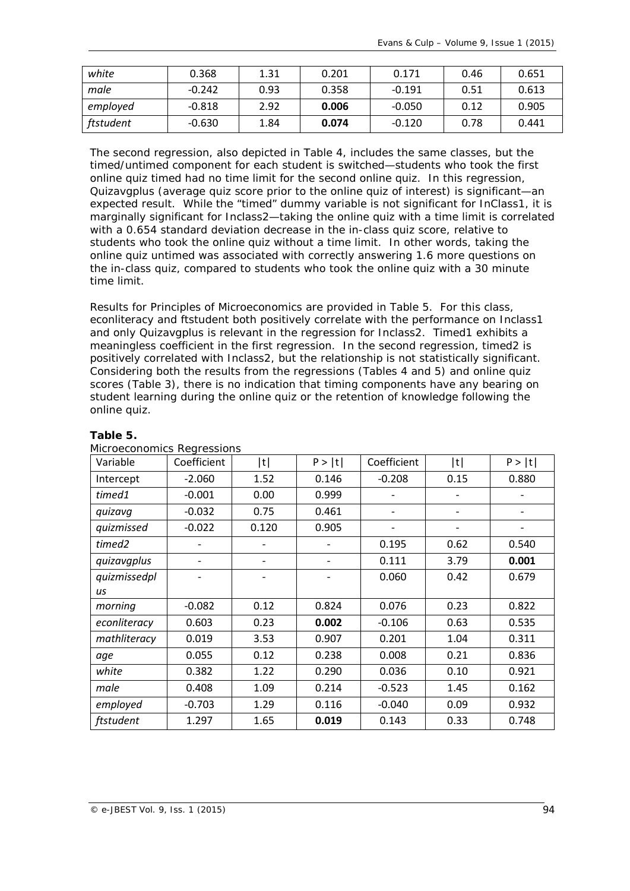| white | 0.368 | 1.31 | 0.201 | 0.171 | 0.46 | 0.651 |
|---|---|---|---|---|---|---|
| male | -0.242 | 0.93 | 0.358 | -0.191 | 0.51 | 0.613 |
| employed | -0.818 | 2.92 | **0.006** | -0.050 | 0.12 | 0.905 |
| ftstudent | -0.630 | 1.84 | **0.074** | -0.120 | 0.78 | 0.441 |

The second regression, also depicted in Table 4, includes the same classes, but the timed/untimed component for each student is switched—students who took the first online quiz timed had no time limit for the second online quiz. In this regression, Quizavgplus (average quiz score prior to the online quiz of interest) is significant—an expected result. While the "timed" dummy variable is not significant for InClass1, it is marginally significant for Inclass2—taking the online quiz with a time limit is correlated with a 0.654 standard deviation decrease in the in-class quiz score, relative to students who took the online quiz without a time limit. In other words, taking the online quiz untimed was associated with correctly answering 1.6 more questions on the in-class quiz, compared to students who took the online quiz with a 30 minute time limit.

Results for Principles of Microeconomics are provided in Table 5. For this class, econliteracy and ftstudent both positively correlate with the performance on Inclass1 and only Quizavgplus is relevant in the regression for Inclass2. Timed1 exhibits a meaningless coefficient in the first regression. In the second regression, timed2 is positively correlated with Inclass2, but the relationship is not statistically significant. Considering both the results from the regressions (Tables 4 and 5) and online quiz scores (Table 3), there is no indication that timing components have any bearing on student learning during the online quiz or the retention of knowledge following the online quiz.

**Table 5.**

Microeconomics Regressions

| Variable | Coefficient | \|t\| | P > \|t\| | Coefficient | \|t\| | P > \|t\| |
|---|---|---|---|---|---|---|
| Intercept | -2.060 | 1.52 | 0.146 | -0.208 | 0.15 | 0.880 |
| *timed1* | -0.001 | 0.00 | 0.999 | - | - | - |
| *quizavg* | -0.032 | 0.75 | 0.461 | - | - | - |
| *quizmissed* | -0.022 | 0.120 | 0.905 | - | - | - |
| *timed2* | - | - | - | 0.195 | 0.62 | 0.540 |
| *quizavgplus* | - | - | - | 0.111 | 3.79 | **0.001** |
| *quizmissedplus* | - | - | - | 0.060 | 0.42 | 0.679 |
| *morning* | -0.082 | 0.12 | 0.824 | 0.076 | 0.23 | 0.822 |
| *econliteracy* | 0.603 | 0.23 | **0.002** | -0.106 | 0.63 | 0.535 |
| *mathliteracy* | 0.019 | 3.53 | 0.907 | 0.201 | 1.04 | 0.311 |
| *age* | 0.055 | 0.12 | 0.238 | 0.008 | 0.21 | 0.836 |
| *white* | 0.382 | 1.22 | 0.290 | 0.036 | 0.10 | 0.921 |
| *male* | 0.408 | 1.09 | 0.214 | -0.523 | 1.45 | 0.162 |
| *employed* | -0.703 | 1.29 | 0.116 | -0.040 | 0.09 | 0.932 |
| *ftstudent* | 1.297 | 1.65 | **0.019** | 0.143 | 0.33 | 0.748 |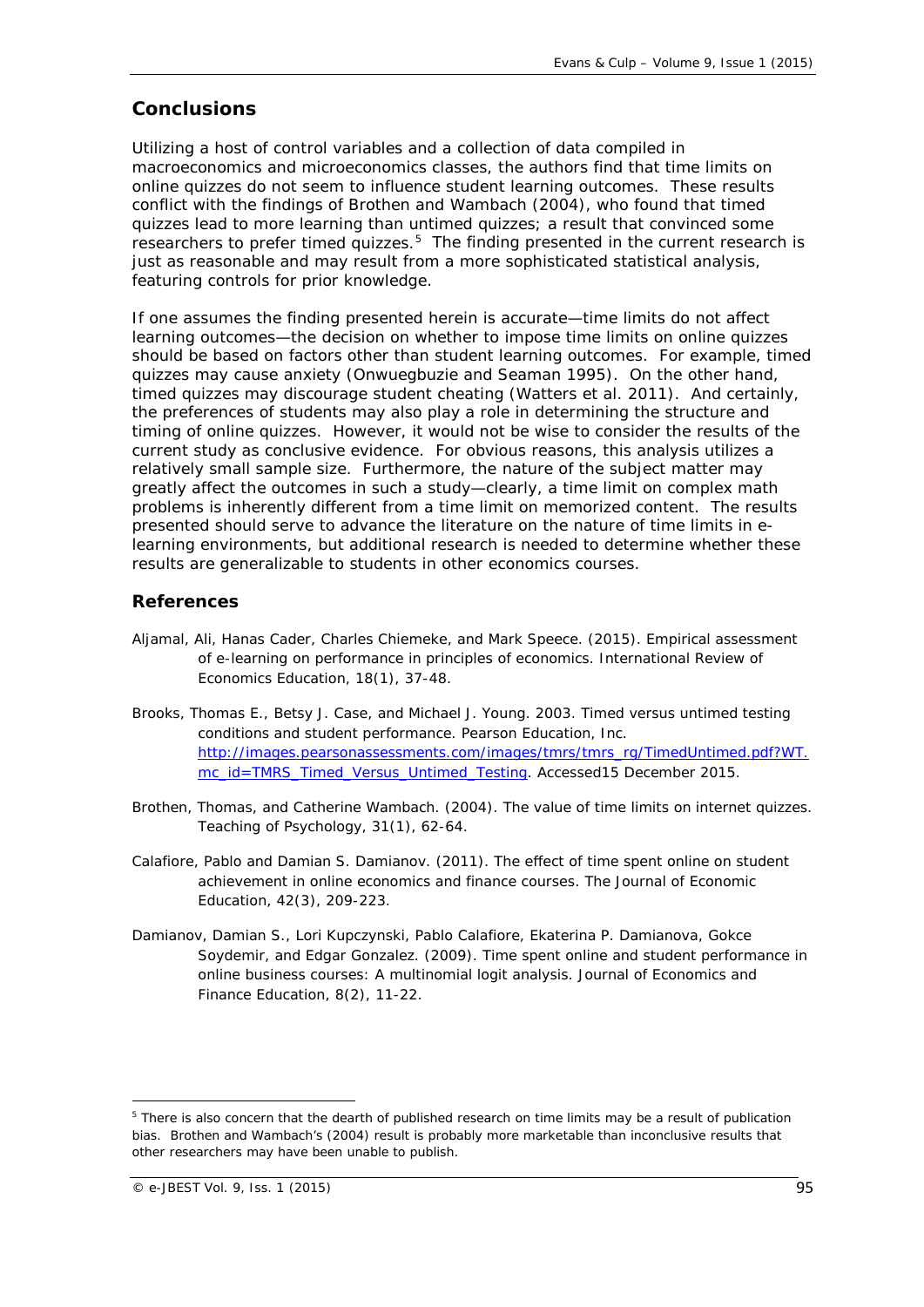## Conclusions

Utilizing a host of control variables and a collection of data compiled in macroeconomics and microeconomics classes, the authors find that time limits on online quizzes do not seem to influence student learning outcomes. These results conflict with the findings of Brothen and Wambach (2004), who found that timed quizzes lead to more learning than untimed quizzes; a result that convinced some researchers to prefer timed quizzes.[5] The finding presented in the current research is just as reasonable and may result from a more sophisticated statistical analysis, featuring controls for prior knowledge.

If one assumes the finding presented herein is accurate—time limits do not affect learning outcomes—the decision on whether to impose time limits on online quizzes should be based on factors other than student learning outcomes. For example, timed quizzes may cause anxiety (Onwuegbuzie and Seaman 1995). On the other hand, timed quizzes may discourage student cheating (Watters et al. 2011). And certainly, the preferences of students may also play a role in determining the structure and timing of online quizzes. However, it would not be wise to consider the results of the current study as conclusive evidence. For obvious reasons, this analysis utilizes a relatively small sample size. Furthermore, the nature of the subject matter may greatly affect the outcomes in such a study—clearly, a time limit on complex math problems is inherently different from a time limit on memorized content. The results presented should serve to advance the literature on the nature of time limits in e-learning environments, but additional research is needed to determine whether these results are generalizable to students in other economics courses.

## References

Aljamal, Ali, Hanas Cader, Charles Chiemeke, and Mark Speece. (2015). Empirical assessment of e-learning on performance in principles of economics. International Review of Economics Education, 18(1), 37-48.

Brooks, Thomas E., Betsy J. Case, and Michael J. Young. 2003. Timed versus untimed testing conditions and student performance. Pearson Education, Inc. http://images.pearsonassessments.com/images/tmrs/tmrs_rg/TimedUntimed.pdf?WT.mc_id=TMRS_Timed_Versus_Untimed_Testing. Accessed15 December 2015.

Brothen, Thomas, and Catherine Wambach. (2004). The value of time limits on internet quizzes. Teaching of Psychology, 31(1), 62-64.

Calafiore, Pablo and Damian S. Damianov. (2011). The effect of time spent online on student achievement in online economics and finance courses. The Journal of Economic Education, 42(3), 209-223.

Damianov, Damian S., Lori Kupczynski, Pablo Calafiore, Ekaterina P. Damianova, Gokce Soydemir, and Edgar Gonzalez. (2009). Time spent online and student performance in online business courses: A multinomial logit analysis. Journal of Economics and Finance Education, 8(2), 11-22.

---

[5] There is also concern that the dearth of published research on time limits may be a result of publication bias. Brothen and Wambach's (2004) result is probably more marketable than inconclusive results that other researchers may have been unable to publish.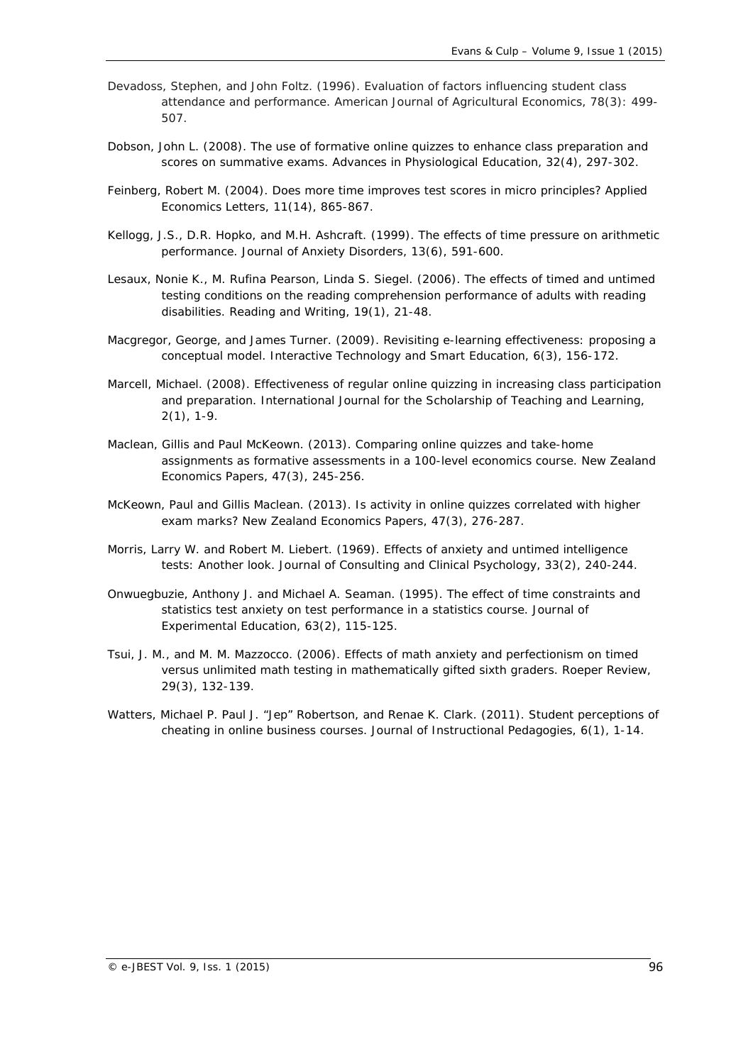Devadoss, Stephen, and John Foltz. (1996). Evaluation of factors influencing student class attendance and performance. American Journal of Agricultural Economics, 78(3): 499-507.

Dobson, John L. (2008). The use of formative online quizzes to enhance class preparation and scores on summative exams. Advances in Physiological Education, 32(4), 297-302.

Feinberg, Robert M. (2004). Does more time improves test scores in micro principles? Applied Economics Letters, 11(14), 865-867.

Kellogg, J.S., D.R. Hopko, and M.H. Ashcraft. (1999). The effects of time pressure on arithmetic performance. Journal of Anxiety Disorders, 13(6), 591-600.

Lesaux, Nonie K., M. Rufina Pearson, Linda S. Siegel. (2006). The effects of timed and untimed testing conditions on the reading comprehension performance of adults with reading disabilities. Reading and Writing, 19(1), 21-48.

Macgregor, George, and James Turner. (2009). Revisiting e-learning effectiveness: proposing a conceptual model. Interactive Technology and Smart Education, 6(3), 156-172.

Marcell, Michael. (2008). Effectiveness of regular online quizzing in increasing class participation and preparation. International Journal for the Scholarship of Teaching and Learning, 2(1), 1-9.

Maclean, Gillis and Paul McKeown. (2013). Comparing online quizzes and take-home assignments as formative assessments in a 100-level economics course. New Zealand Economics Papers, 47(3), 245-256.

McKeown, Paul and Gillis Maclean. (2013). Is activity in online quizzes correlated with higher exam marks? New Zealand Economics Papers, 47(3), 276-287.

Morris, Larry W. and Robert M. Liebert. (1969). Effects of anxiety and untimed intelligence tests: Another look. Journal of Consulting and Clinical Psychology, 33(2), 240-244.

Onwuegbuzie, Anthony J. and Michael A. Seaman. (1995). The effect of time constraints and statistics test anxiety on test performance in a statistics course. Journal of Experimental Education, 63(2), 115-125.

Tsui, J. M., and M. M. Mazzocco. (2006). Effects of math anxiety and perfectionism on timed versus unlimited math testing in mathematically gifted sixth graders. Roeper Review, 29(3), 132-139.

Watters, Michael P. Paul J. "Jep" Robertson, and Renae K. Clark. (2011). Student perceptions of cheating in online business courses. Journal of Instructional Pedagogies, 6(1), 1-14.